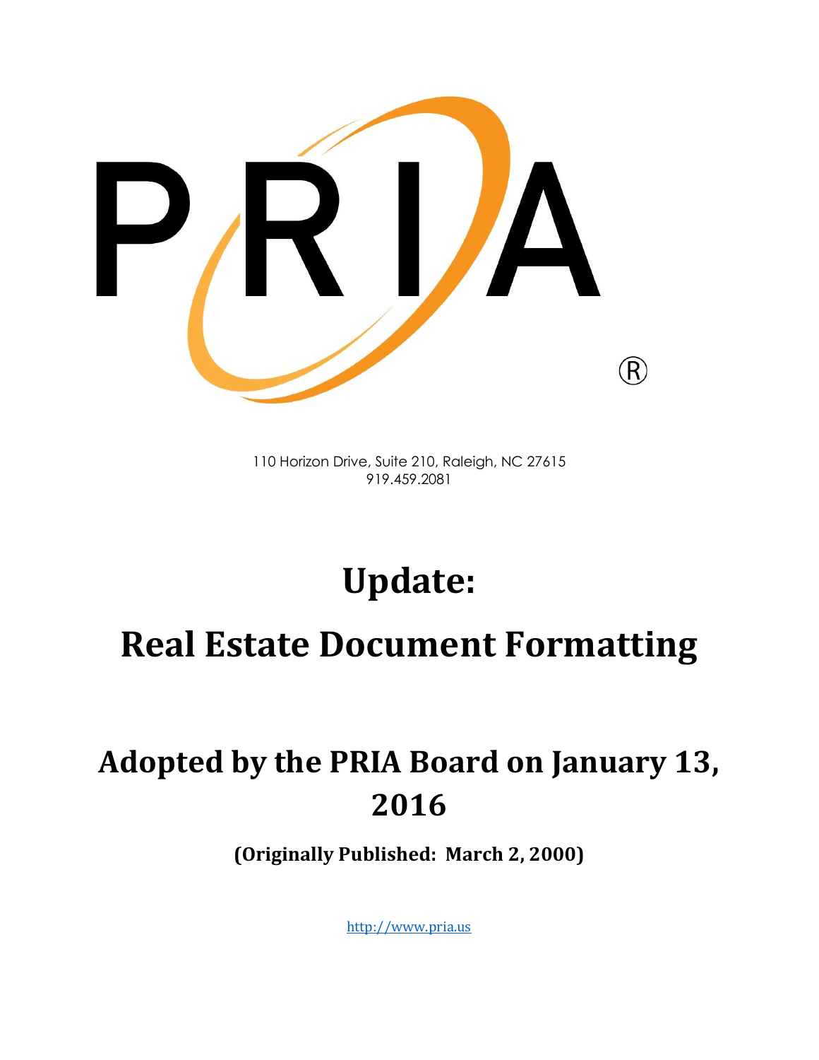110 Horizon Drive, Suite 210, Raleigh, NC 27615
919.459.2081

# Update:

# Real Estate Document Formatting

## Adopted by the PRIA Board on January 13, 2016

**(Originally Published: March 2, 2000)**

http://www.pria.us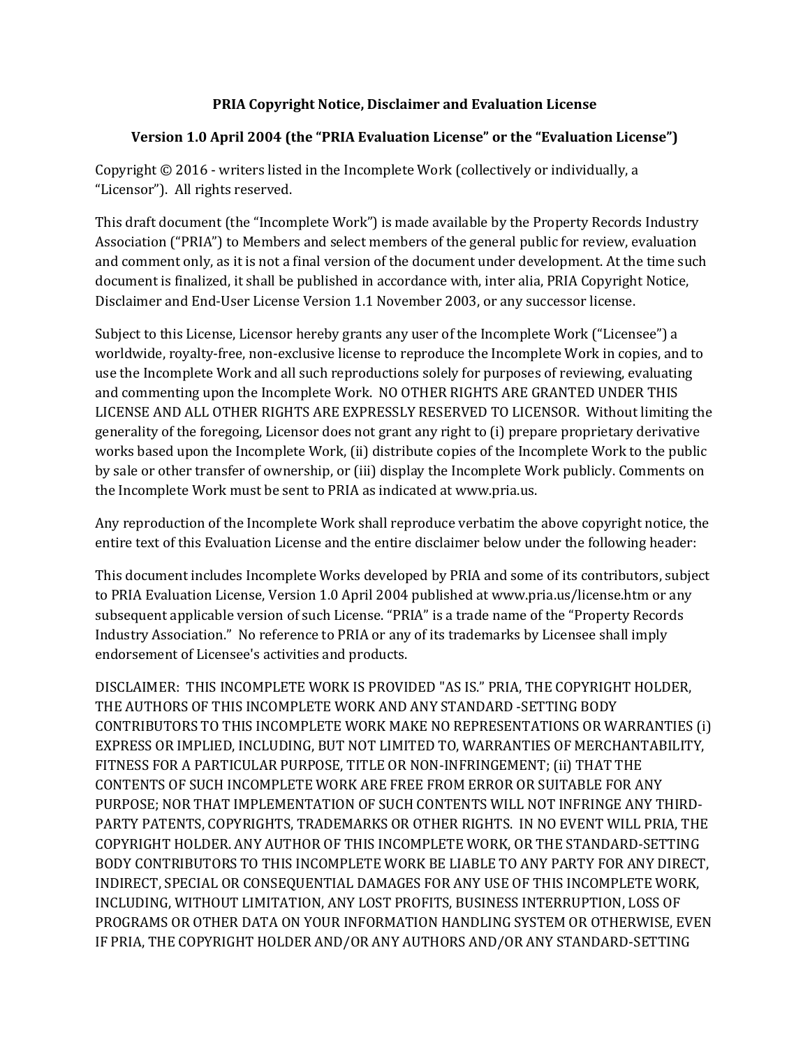**PRIA Copyright Notice, Disclaimer and Evaluation License**

**Version 1.0 April 2004 (the "PRIA Evaluation License" or the "Evaluation License")**

Copyright © 2016 - writers listed in the Incomplete Work (collectively or individually, a "Licensor"). All rights reserved.

This draft document (the "Incomplete Work") is made available by the Property Records Industry Association ("PRIA") to Members and select members of the general public for review, evaluation and comment only, as it is not a final version of the document under development. At the time such document is finalized, it shall be published in accordance with, inter alia, PRIA Copyright Notice, Disclaimer and End-User License Version 1.1 November 2003, or any successor license.

Subject to this License, Licensor hereby grants any user of the Incomplete Work ("Licensee") a worldwide, royalty-free, non-exclusive license to reproduce the Incomplete Work in copies, and to use the Incomplete Work and all such reproductions solely for purposes of reviewing, evaluating and commenting upon the Incomplete Work. NO OTHER RIGHTS ARE GRANTED UNDER THIS LICENSE AND ALL OTHER RIGHTS ARE EXPRESSLY RESERVED TO LICENSOR. Without limiting the generality of the foregoing, Licensor does not grant any right to (i) prepare proprietary derivative works based upon the Incomplete Work, (ii) distribute copies of the Incomplete Work to the public by sale or other transfer of ownership, or (iii) display the Incomplete Work publicly. Comments on the Incomplete Work must be sent to PRIA as indicated at www.pria.us.

Any reproduction of the Incomplete Work shall reproduce verbatim the above copyright notice, the entire text of this Evaluation License and the entire disclaimer below under the following header:

This document includes Incomplete Works developed by PRIA and some of its contributors, subject to PRIA Evaluation License, Version 1.0 April 2004 published at www.pria.us/license.htm or any subsequent applicable version of such License. "PRIA" is a trade name of the "Property Records Industry Association." No reference to PRIA or any of its trademarks by Licensee shall imply endorsement of Licensee's activities and products.

DISCLAIMER: THIS INCOMPLETE WORK IS PROVIDED "AS IS." PRIA, THE COPYRIGHT HOLDER, THE AUTHORS OF THIS INCOMPLETE WORK AND ANY STANDARD -SETTING BODY CONTRIBUTORS TO THIS INCOMPLETE WORK MAKE NO REPRESENTATIONS OR WARRANTIES (i) EXPRESS OR IMPLIED, INCLUDING, BUT NOT LIMITED TO, WARRANTIES OF MERCHANTABILITY, FITNESS FOR A PARTICULAR PURPOSE, TITLE OR NON-INFRINGEMENT; (ii) THAT THE CONTENTS OF SUCH INCOMPLETE WORK ARE FREE FROM ERROR OR SUITABLE FOR ANY PURPOSE; NOR THAT IMPLEMENTATION OF SUCH CONTENTS WILL NOT INFRINGE ANY THIRD-PARTY PATENTS, COPYRIGHTS, TRADEMARKS OR OTHER RIGHTS. IN NO EVENT WILL PRIA, THE COPYRIGHT HOLDER. ANY AUTHOR OF THIS INCOMPLETE WORK, OR THE STANDARD-SETTING BODY CONTRIBUTORS TO THIS INCOMPLETE WORK BE LIABLE TO ANY PARTY FOR ANY DIRECT, INDIRECT, SPECIAL OR CONSEQUENTIAL DAMAGES FOR ANY USE OF THIS INCOMPLETE WORK, INCLUDING, WITHOUT LIMITATION, ANY LOST PROFITS, BUSINESS INTERRUPTION, LOSS OF PROGRAMS OR OTHER DATA ON YOUR INFORMATION HANDLING SYSTEM OR OTHERWISE, EVEN IF PRIA, THE COPYRIGHT HOLDER AND/OR ANY AUTHORS AND/OR ANY STANDARD-SETTING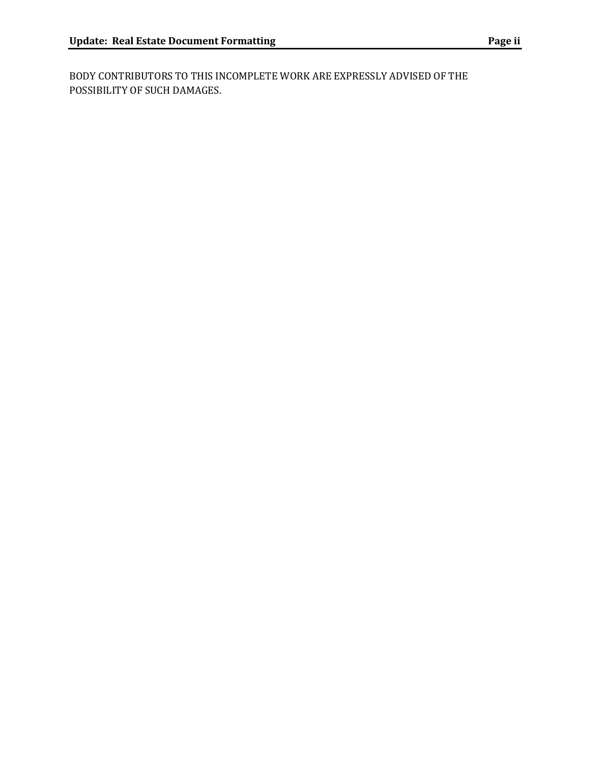BODY CONTRIBUTORS TO THIS INCOMPLETE WORK ARE EXPRESSLY ADVISED OF THE POSSIBILITY OF SUCH DAMAGES.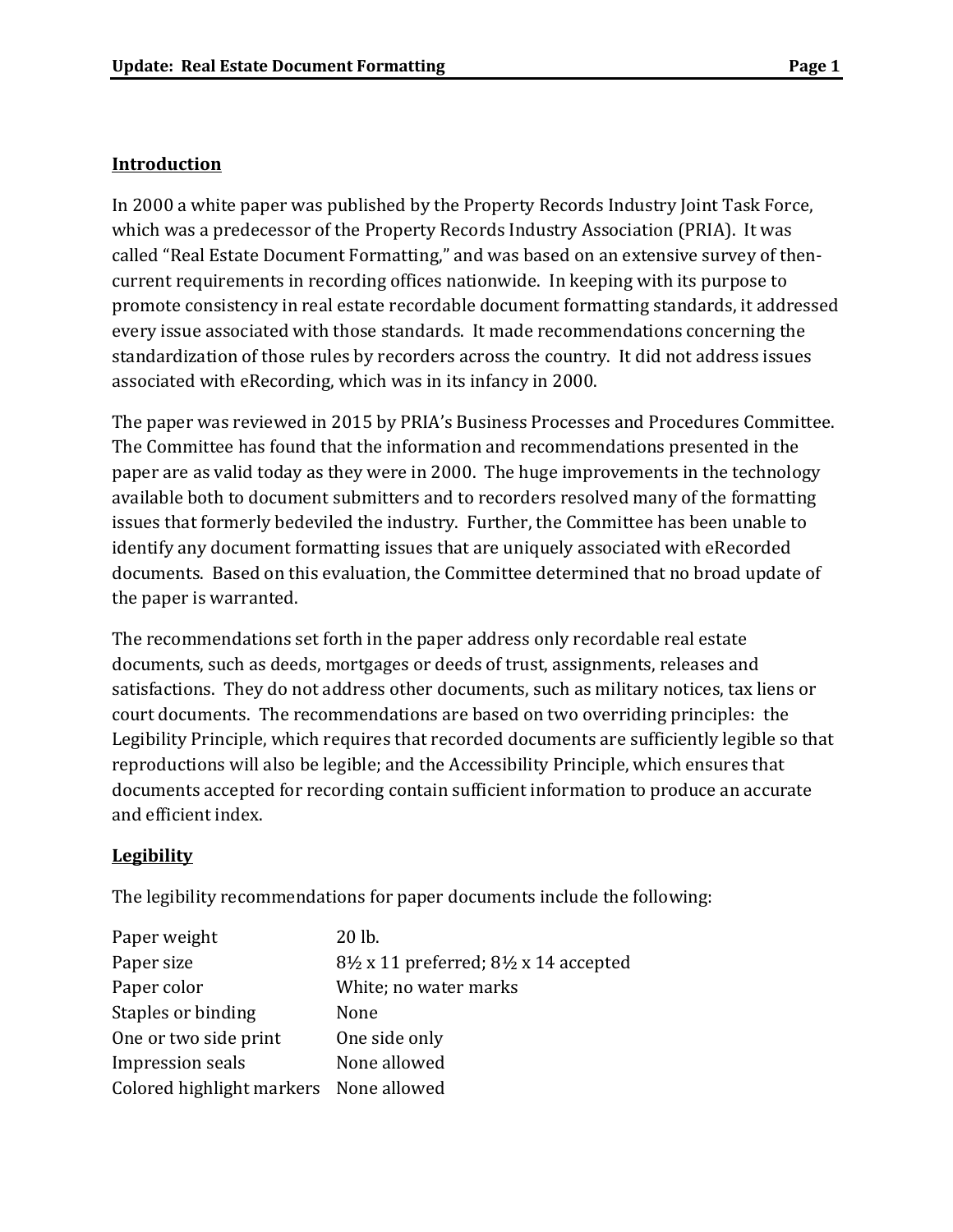## Introduction

In 2000 a white paper was published by the Property Records Industry Joint Task Force, which was a predecessor of the Property Records Industry Association (PRIA). It was called "Real Estate Document Formatting," and was based on an extensive survey of then-current requirements in recording offices nationwide. In keeping with its purpose to promote consistency in real estate recordable document formatting standards, it addressed every issue associated with those standards. It made recommendations concerning the standardization of those rules by recorders across the country. It did not address issues associated with eRecording, which was in its infancy in 2000.

The paper was reviewed in 2015 by PRIA's Business Processes and Procedures Committee. The Committee has found that the information and recommendations presented in the paper are as valid today as they were in 2000. The huge improvements in the technology available both to document submitters and to recorders resolved many of the formatting issues that formerly bedeviled the industry. Further, the Committee has been unable to identify any document formatting issues that are uniquely associated with eRecorded documents. Based on this evaluation, the Committee determined that no broad update of the paper is warranted.

The recommendations set forth in the paper address only recordable real estate documents, such as deeds, mortgages or deeds of trust, assignments, releases and satisfactions. They do not address other documents, such as military notices, tax liens or court documents. The recommendations are based on two overriding principles: the Legibility Principle, which requires that recorded documents are sufficiently legible so that reproductions will also be legible; and the Accessibility Principle, which ensures that documents accepted for recording contain sufficient information to produce an accurate and efficient index.

## Legibility

The legibility recommendations for paper documents include the following:

| | |
|---|---|
| Paper weight | 20 lb. |
| Paper size | 8½ x 11 preferred; 8½ x 14 accepted |
| Paper color | White; no water marks |
| Staples or binding | None |
| One or two side print | One side only |
| Impression seals | None allowed |
| Colored highlight markers | None allowed |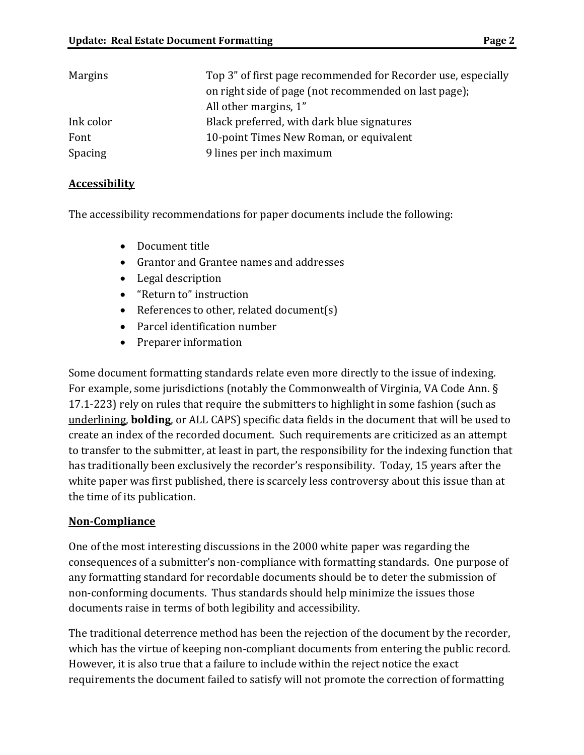| | |
|---|---|
| Margins | Top 3” of first page recommended for Recorder use, especially on right side of page (not recommended on last page); All other margins, 1” |
| Ink color | Black preferred, with dark blue signatures |
| Font | 10-point Times New Roman, or equivalent |
| Spacing | 9 lines per inch maximum |

## Accessibility

The accessibility recommendations for paper documents include the following:

- Document title
- Grantor and Grantee names and addresses
- Legal description
- “Return to” instruction
- References to other, related document(s)
- Parcel identification number
- Preparer information

Some document formatting standards relate even more directly to the issue of indexing. For example, some jurisdictions (notably the Commonwealth of Virginia, VA Code Ann. § 17.1-223) rely on rules that require the submitters to highlight in some fashion (such as underlining, **bolding**, or ALL CAPS) specific data fields in the document that will be used to create an index of the recorded document. Such requirements are criticized as an attempt to transfer to the submitter, at least in part, the responsibility for the indexing function that has traditionally been exclusively the recorder’s responsibility. Today, 15 years after the white paper was first published, there is scarcely less controversy about this issue than at the time of its publication.

## Non-Compliance

One of the most interesting discussions in the 2000 white paper was regarding the consequences of a submitter’s non-compliance with formatting standards. One purpose of any formatting standard for recordable documents should be to deter the submission of non-conforming documents. Thus standards should help minimize the issues those documents raise in terms of both legibility and accessibility.

The traditional deterrence method has been the rejection of the document by the recorder, which has the virtue of keeping non-compliant documents from entering the public record. However, it is also true that a failure to include within the reject notice the exact requirements the document failed to satisfy will not promote the correction of formatting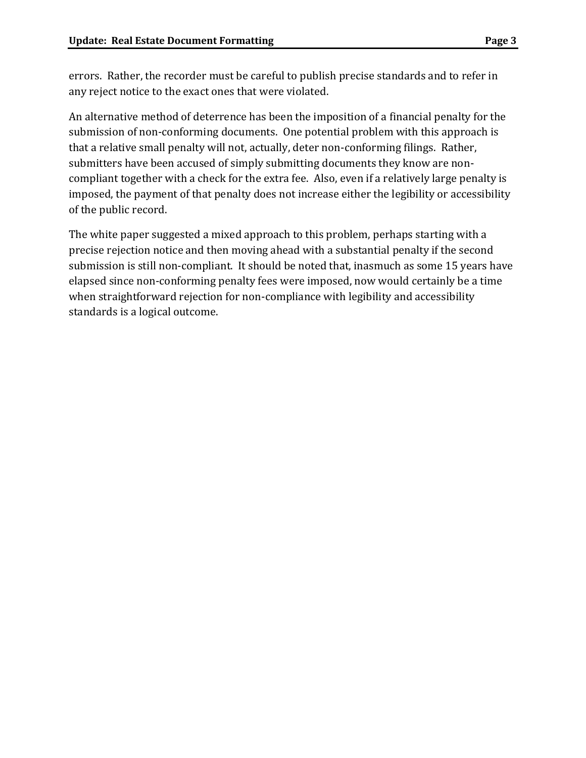errors. Rather, the recorder must be careful to publish precise standards and to refer in any reject notice to the exact ones that were violated.

An alternative method of deterrence has been the imposition of a financial penalty for the submission of non-conforming documents. One potential problem with this approach is that a relative small penalty will not, actually, deter non-conforming filings. Rather, submitters have been accused of simply submitting documents they know are non-compliant together with a check for the extra fee. Also, even if a relatively large penalty is imposed, the payment of that penalty does not increase either the legibility or accessibility of the public record.

The white paper suggested a mixed approach to this problem, perhaps starting with a precise rejection notice and then moving ahead with a substantial penalty if the second submission is still non-compliant. It should be noted that, inasmuch as some 15 years have elapsed since non-conforming penalty fees were imposed, now would certainly be a time when straightforward rejection for non-compliance with legibility and accessibility standards is a logical outcome.